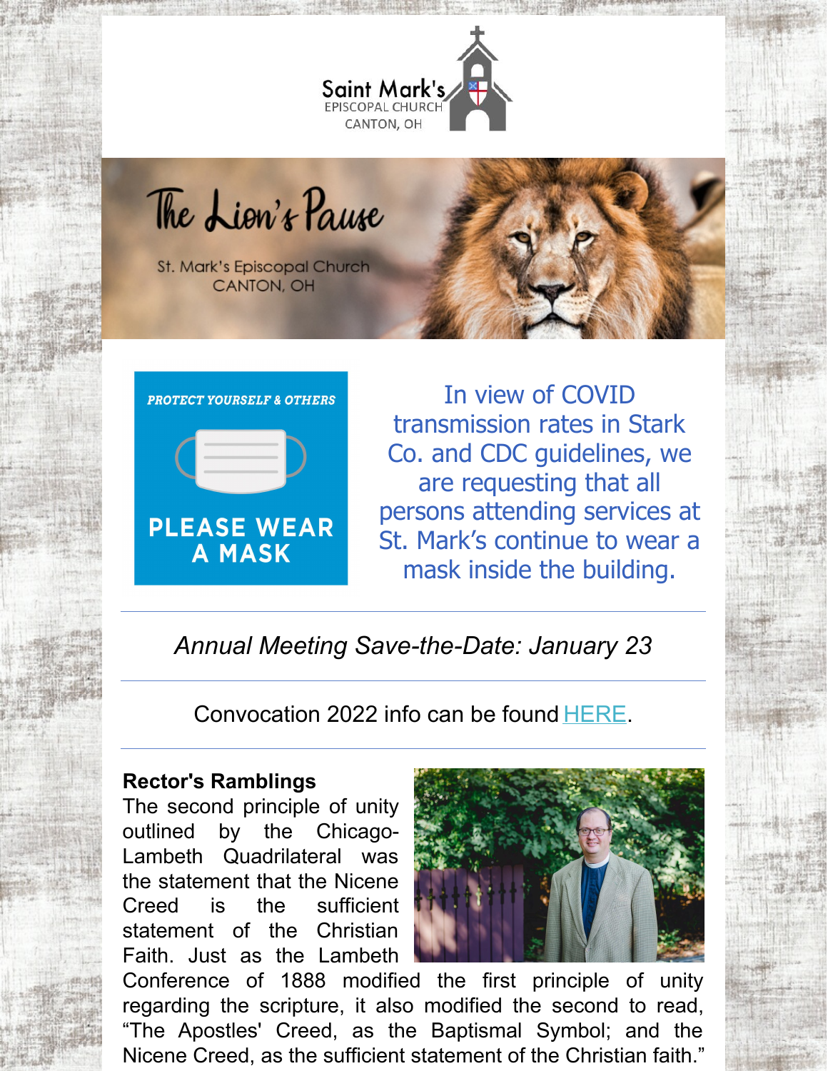Saint Mark's
EPISCOPAL CHURCH
CANTON, OH

# The Lion's Pause

St. Mark's Episcopal Church
CANTON, OH

**PROTECT YOURSELF & OTHERS**

**PLEASE WEAR A MASK**

In view of COVID transmission rates in Stark Co. and CDC guidelines, we are requesting that all persons attending services at St. Mark's continue to wear a mask inside the building.

---

*Annual Meeting Save-the-Date: January 23*

---

Convocation 2022 info can be found HERE.

---

**Rector's Ramblings**

The second principle of unity outlined by the Chicago-Lambeth Quadrilateral was the statement that the Nicene Creed is the sufficient statement of the Christian Faith. Just as the Lambeth Conference of 1888 modified the first principle of unity regarding the scripture, it also modified the second to read, "The Apostles' Creed, as the Baptismal Symbol; and the Nicene Creed, as the sufficient statement of the Christian faith."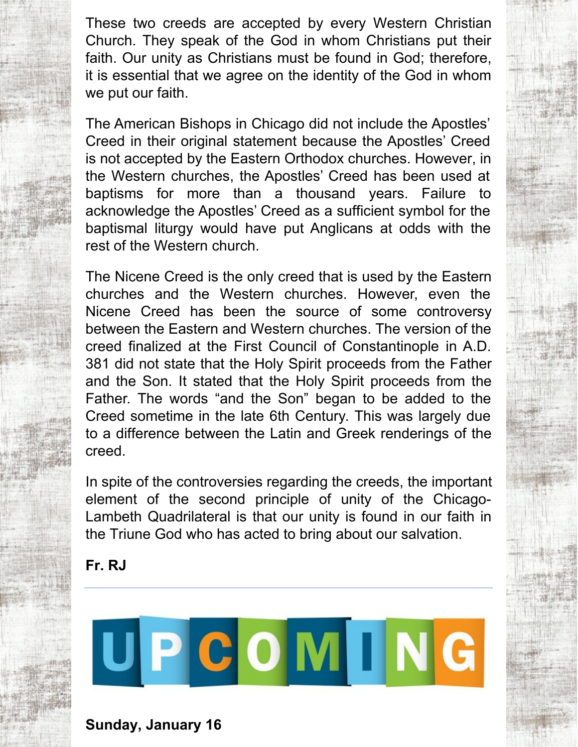These two creeds are accepted by every Western Christian Church. They speak of the God in whom Christians put their faith. Our unity as Christians must be found in God; therefore, it is essential that we agree on the identity of the God in whom we put our faith.

The American Bishops in Chicago did not include the Apostles' Creed in their original statement because the Apostles' Creed is not accepted by the Eastern Orthodox churches. However, in the Western churches, the Apostles' Creed has been used at baptisms for more than a thousand years. Failure to acknowledge the Apostles' Creed as a sufficient symbol for the baptismal liturgy would have put Anglicans at odds with the rest of the Western church.

The Nicene Creed is the only creed that is used by the Eastern churches and the Western churches. However, even the Nicene Creed has been the source of some controversy between the Eastern and Western churches. The version of the creed finalized at the First Council of Constantinople in A.D. 381 did not state that the Holy Spirit proceeds from the Father and the Son. It stated that the Holy Spirit proceeds from the Father. The words "and the Son" began to be added to the Creed sometime in the late 6th Century. This was largely due to a difference between the Latin and Greek renderings of the creed.

In spite of the controversies regarding the creeds, the important element of the second principle of unity of the Chicago-Lambeth Quadrilateral is that our unity is found in our faith in the Triune God who has acted to bring about our salvation.

**Fr. RJ**

---

# UPCOMING

**Sunday, January 16**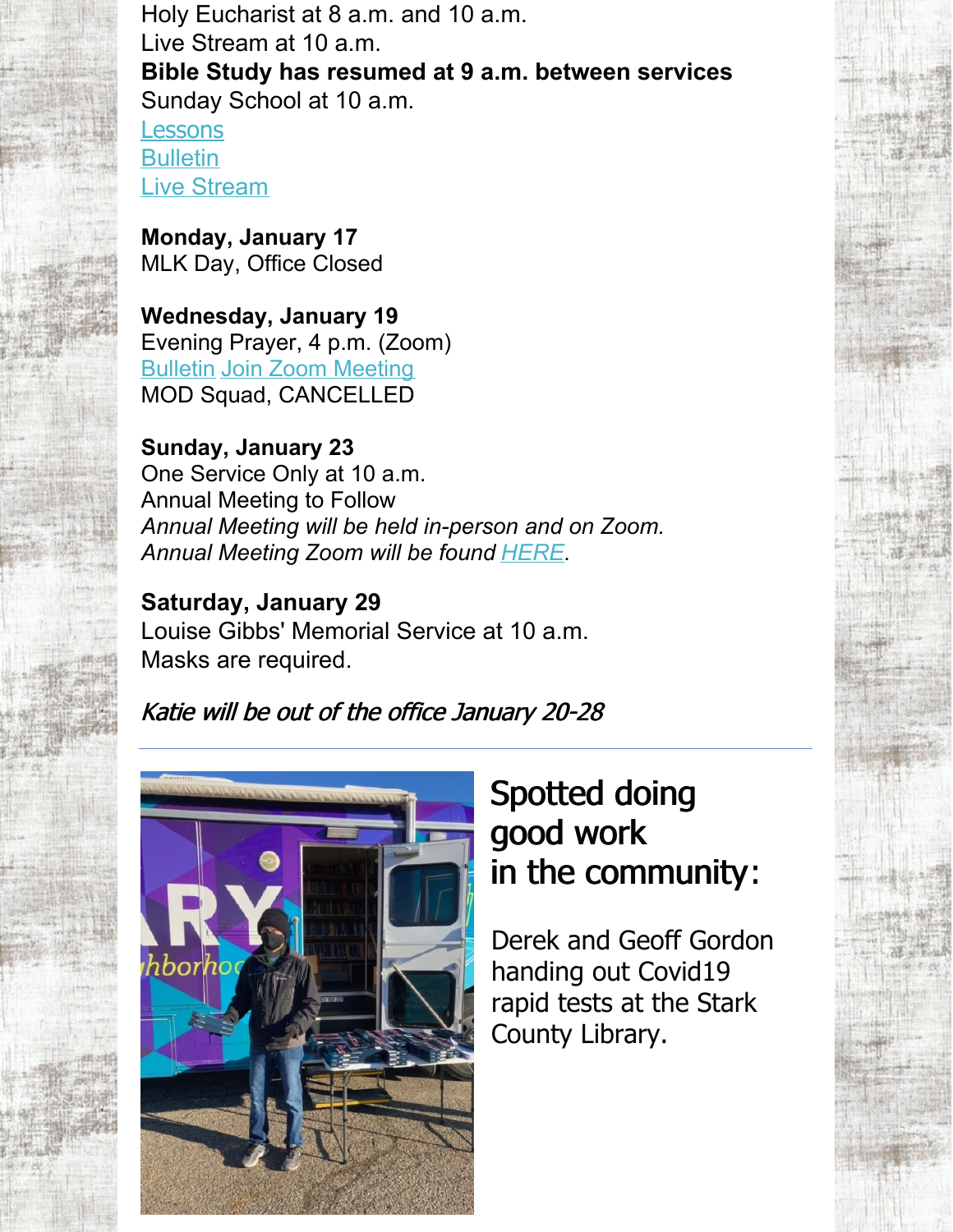Holy Eucharist at 8 a.m. and 10 a.m.
Live Stream at 10 a.m.
**Bible Study has resumed at 9 a.m. between services**
Sunday School at 10 a.m.
Lessons
Bulletin
Live Stream

**Monday, January 17**
MLK Day, Office Closed

**Wednesday, January 19**
Evening Prayer, 4 p.m. (Zoom)
Bulletin Join Zoom Meeting
MOD Squad, CANCELLED

**Sunday, January 23**
One Service Only at 10 a.m.
Annual Meeting to Follow
*Annual Meeting will be held in-person and on Zoom.*
*Annual Meeting Zoom will be found HERE.*

**Saturday, January 29**
Louise Gibbs' Memorial Service at 10 a.m.
Masks are required.

*Katie will be out of the office January 20-28*

---

## Spotted doing good work in the community:

Derek and Geoff Gordon handing out Covid19 rapid tests at the Stark County Library.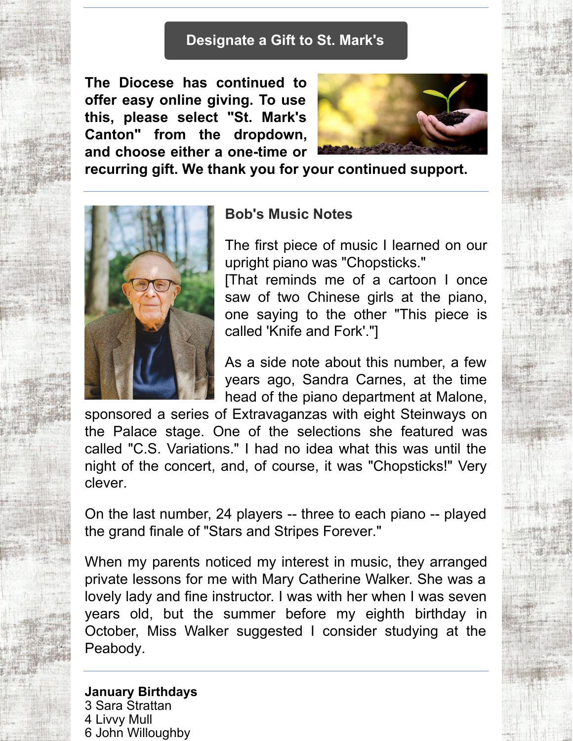**Designate a Gift to St. Mark's**

**The Diocese has continued to offer easy online giving. To use this, please select "St. Mark's Canton" from the dropdown, and choose either a one-time or recurring gift. We thank you for your continued support.**

---

### Bob's Music Notes

The first piece of music I learned on our upright piano was "Chopsticks."
[That reminds me of a cartoon I once saw of two Chinese girls at the piano, one saying to the other "This piece is called 'Knife and Fork'."]

As a side note about this number, a few years ago, Sandra Carnes, at the time head of the piano department at Malone, sponsored a series of Extravaganzas with eight Steinways on the Palace stage. One of the selections she featured was called "C.S. Variations." I had no idea what this was until the night of the concert, and, of course, it was "Chopsticks!" Very clever.

On the last number, 24 players -- three to each piano -- played the grand finale of "Stars and Stripes Forever."

When my parents noticed my interest in music, they arranged private lessons for me with Mary Catherine Walker. She was a lovely lady and fine instructor. I was with her when I was seven years old, but the summer before my eighth birthday in October, Miss Walker suggested I consider studying at the Peabody.

---

**January Birthdays**
3 Sara Strattan
4 Livvy Mull
6 John Willoughby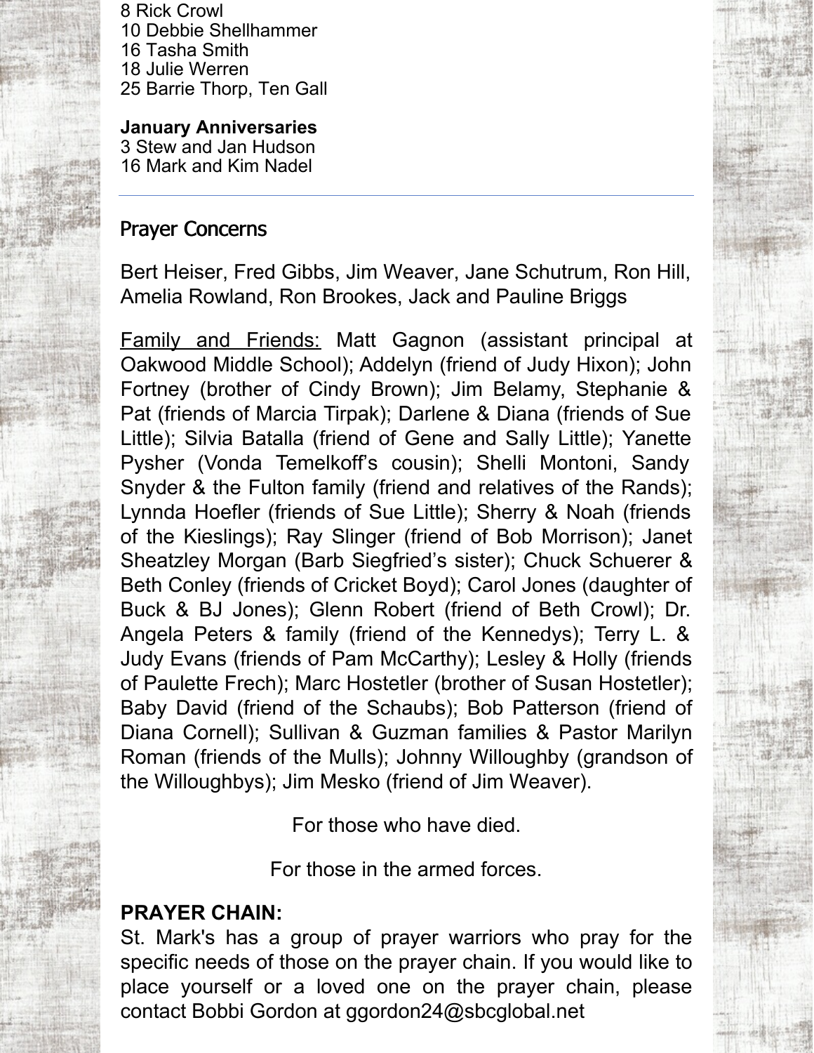8 Rick Crowl
10 Debbie Shellhammer
16 Tasha Smith
18 Julie Werren
25 Barrie Thorp, Ten Gall

**January Anniversaries**
3 Stew and Jan Hudson
16 Mark and Kim Nadel

---

## Prayer Concerns

Bert Heiser, Fred Gibbs, Jim Weaver, Jane Schutrum, Ron Hill, Amelia Rowland, Ron Brookes, Jack and Pauline Briggs

<u>Family and Friends:</u> Matt Gagnon (assistant principal at Oakwood Middle School); Addelyn (friend of Judy Hixon); John Fortney (brother of Cindy Brown); Jim Belamy, Stephanie & Pat (friends of Marcia Tirpak); Darlene & Diana (friends of Sue Little); Silvia Batalla (friend of Gene and Sally Little); Yanette Pysher (Vonda Temelkoff's cousin); Shelli Montoni, Sandy Snyder & the Fulton family (friend and relatives of the Rands); Lynnda Hoefler (friends of Sue Little); Sherry & Noah (friends of the Kieslings); Ray Slinger (friend of Bob Morrison); Janet Sheatzley Morgan (Barb Siegfried's sister); Chuck Schuerer & Beth Conley (friends of Cricket Boyd); Carol Jones (daughter of Buck & BJ Jones); Glenn Robert (friend of Beth Crowl); Dr. Angela Peters & family (friend of the Kennedys); Terry L. & Judy Evans (friends of Pam McCarthy); Lesley & Holly (friends of Paulette Frech); Marc Hostetler (brother of Susan Hostetler); Baby David (friend of the Schaubs); Bob Patterson (friend of Diana Cornell); Sullivan & Guzman families & Pastor Marilyn Roman (friends of the Mulls); Johnny Willoughby (grandson of the Willoughbys); Jim Mesko (friend of Jim Weaver).

For those who have died.

For those in the armed forces.

**PRAYER CHAIN:**
St. Mark's has a group of prayer warriors who pray for the specific needs of those on the prayer chain. If you would like to place yourself or a loved one on the prayer chain, please contact Bobbi Gordon at ggordon24@sbcglobal.net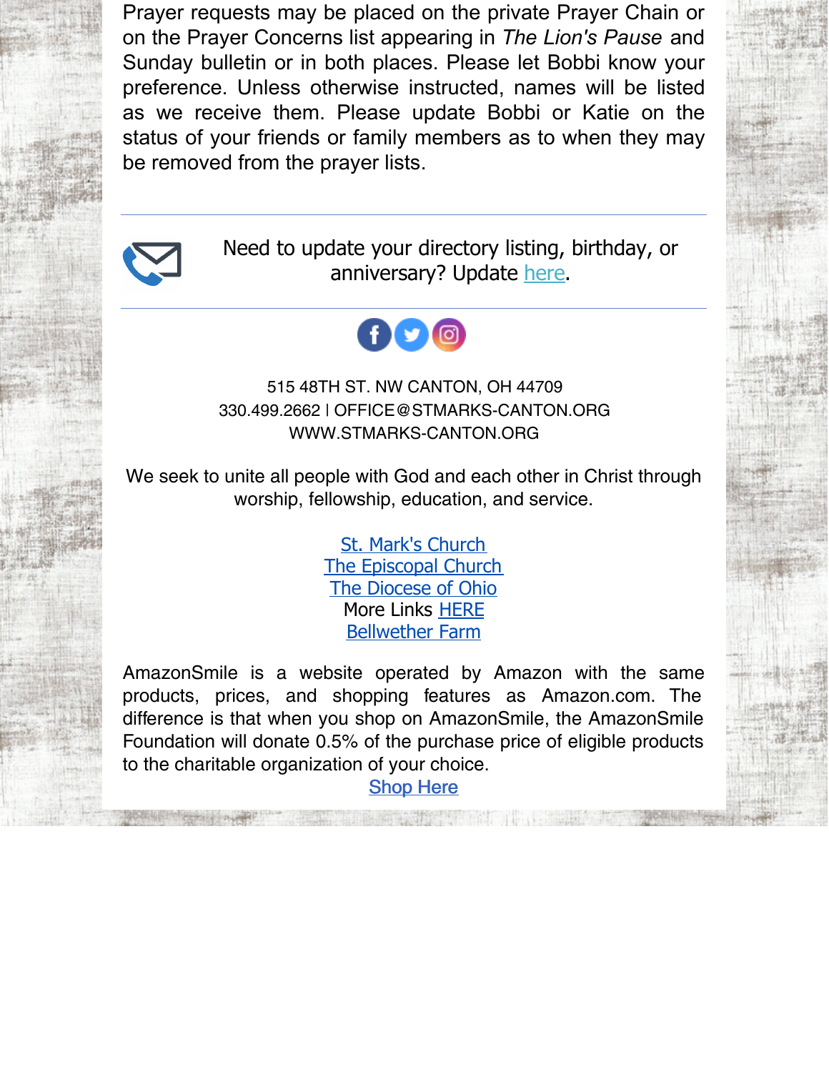Prayer requests may be placed on the private Prayer Chain or on the Prayer Concerns list appearing in *The Lion's Pause* and Sunday bulletin or in both places. Please let Bobbi know your preference. Unless otherwise instructed, names will be listed as we receive them. Please update Bobbi or Katie on the status of your friends or family members as to when they may be removed from the prayer lists.

---

Need to update your directory listing, birthday, or anniversary? Update here.

---

515 48TH ST. NW CANTON, OH 44709
330.499.2662 | OFFICE@STMARKS-CANTON.ORG
WWW.STMARKS-CANTON.ORG

We seek to unite all people with God and each other in Christ through worship, fellowship, education, and service.

St. Mark's Church
The Episcopal Church
The Diocese of Ohio
More Links HERE
Bellwether Farm

AmazonSmile is a website operated by Amazon with the same products, prices, and shopping features as Amazon.com. The difference is that when you shop on AmazonSmile, the AmazonSmile Foundation will donate 0.5% of the purchase price of eligible products to the charitable organization of your choice.

Shop Here